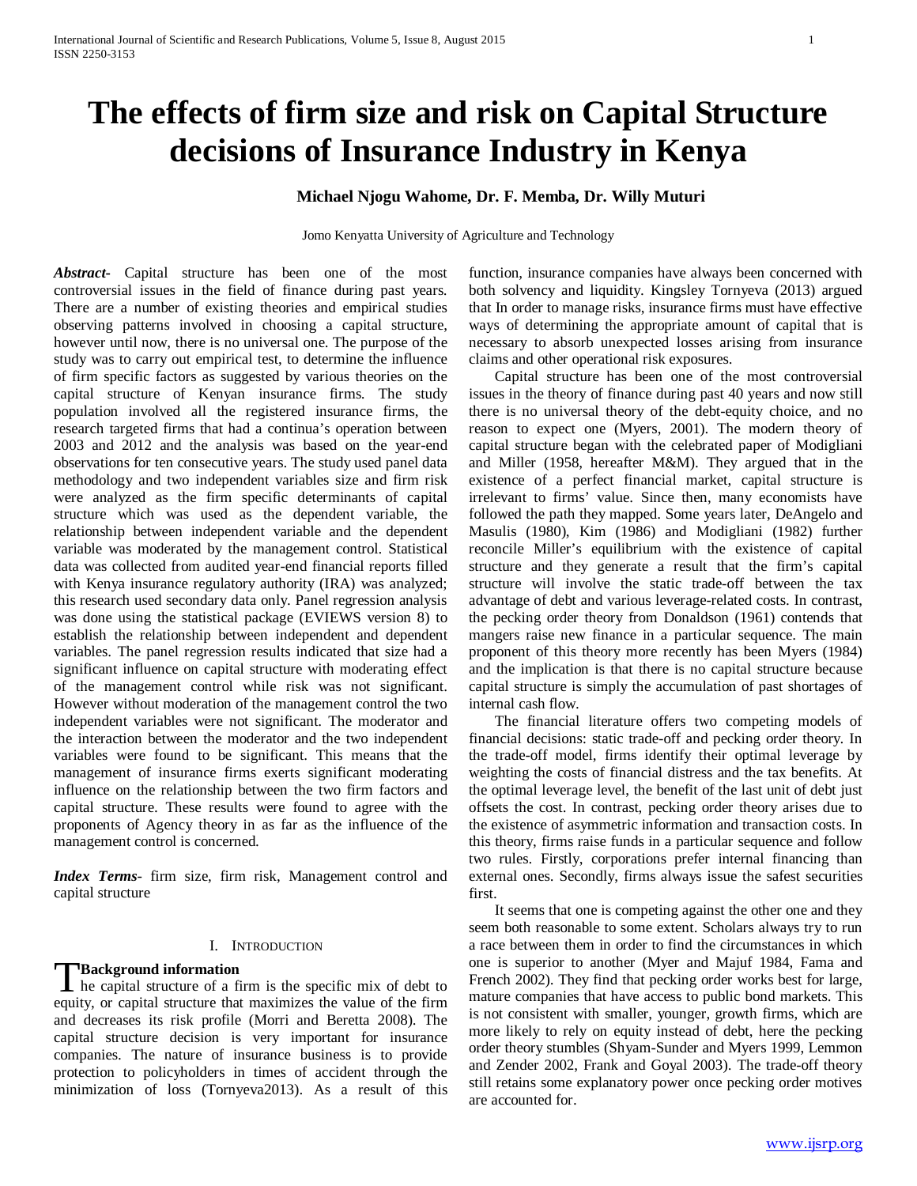# The effects of firm size and risk on Capital Structure decisions of Insurance Industry in Kenya

**Michael Njogu Wahome, Dr. F. Memba, Dr. Willy Muturi**

Jomo Kenyatta University of Agriculture and Technology

***Abstract-*** Capital structure has been one of the most controversial issues in the field of finance during past years. There are a number of existing theories and empirical studies observing patterns involved in choosing a capital structure, however until now, there is no universal one. The purpose of the study was to carry out empirical test, to determine the influence of firm specific factors as suggested by various theories on the capital structure of Kenyan insurance firms. The study population involved all the registered insurance firms, the research targeted firms that had a continua's operation between 2003 and 2012 and the analysis was based on the year-end observations for ten consecutive years. The study used panel data methodology and two independent variables size and firm risk were analyzed as the firm specific determinants of capital structure which was used as the dependent variable, the relationship between independent variable and the dependent variable was moderated by the management control. Statistical data was collected from audited year-end financial reports filled with Kenya insurance regulatory authority (IRA) was analyzed; this research used secondary data only. Panel regression analysis was done using the statistical package (EVIEWS version 8) to establish the relationship between independent and dependent variables. The panel regression results indicated that size had a significant influence on capital structure with moderating effect of the management control while risk was not significant. However without moderation of the management control the two independent variables were not significant. The moderator and the interaction between the moderator and the two independent variables were found to be significant. This means that the management of insurance firms exerts significant moderating influence on the relationship between the two firm factors and capital structure. These results were found to agree with the proponents of Agency theory in as far as the influence of the management control is concerned.

***Index Terms*-** firm size, firm risk, Management control and capital structure

## I. Introduction

**Background information**

The capital structure of a firm is the specific mix of debt to equity, or capital structure that maximizes the value of the firm and decreases its risk profile (Morri and Beretta 2008). The capital structure decision is very important for insurance companies. The nature of insurance business is to provide protection to policyholders in times of accident through the minimization of loss (Tornyeva2013). As a result of this function, insurance companies have always been concerned with both solvency and liquidity. Kingsley Tornyeva (2013) argued that In order to manage risks, insurance firms must have effective ways of determining the appropriate amount of capital that is necessary to absorb unexpected losses arising from insurance claims and other operational risk exposures.

Capital structure has been one of the most controversial issues in the theory of finance during past 40 years and now still there is no universal theory of the debt-equity choice, and no reason to expect one (Myers, 2001). The modern theory of capital structure began with the celebrated paper of Modigliani and Miller (1958, hereafter M&M). They argued that in the existence of a perfect financial market, capital structure is irrelevant to firms' value. Since then, many economists have followed the path they mapped. Some years later, DeAngelo and Masulis (1980), Kim (1986) and Modigliani (1982) further reconcile Miller's equilibrium with the existence of capital structure and they generate a result that the firm's capital structure will involve the static trade-off between the tax advantage of debt and various leverage-related costs. In contrast, the pecking order theory from Donaldson (1961) contends that mangers raise new finance in a particular sequence. The main proponent of this theory more recently has been Myers (1984) and the implication is that there is no capital structure because capital structure is simply the accumulation of past shortages of internal cash flow.

The financial literature offers two competing models of financial decisions: static trade-off and pecking order theory. In the trade-off model, firms identify their optimal leverage by weighting the costs of financial distress and the tax benefits. At the optimal leverage level, the benefit of the last unit of debt just offsets the cost. In contrast, pecking order theory arises due to the existence of asymmetric information and transaction costs. In this theory, firms raise funds in a particular sequence and follow two rules. Firstly, corporations prefer internal financing than external ones. Secondly, firms always issue the safest securities first.

It seems that one is competing against the other one and they seem both reasonable to some extent. Scholars always try to run a race between them in order to find the circumstances in which one is superior to another (Myer and Majuf 1984, Fama and French 2002). They find that pecking order works best for large, mature companies that have access to public bond markets. This is not consistent with smaller, younger, growth firms, which are more likely to rely on equity instead of debt, here the pecking order theory stumbles (Shyam-Sunder and Myers 1999, Lemmon and Zender 2002, Frank and Goyal 2003). The trade-off theory still retains some explanatory power once pecking order motives are accounted for.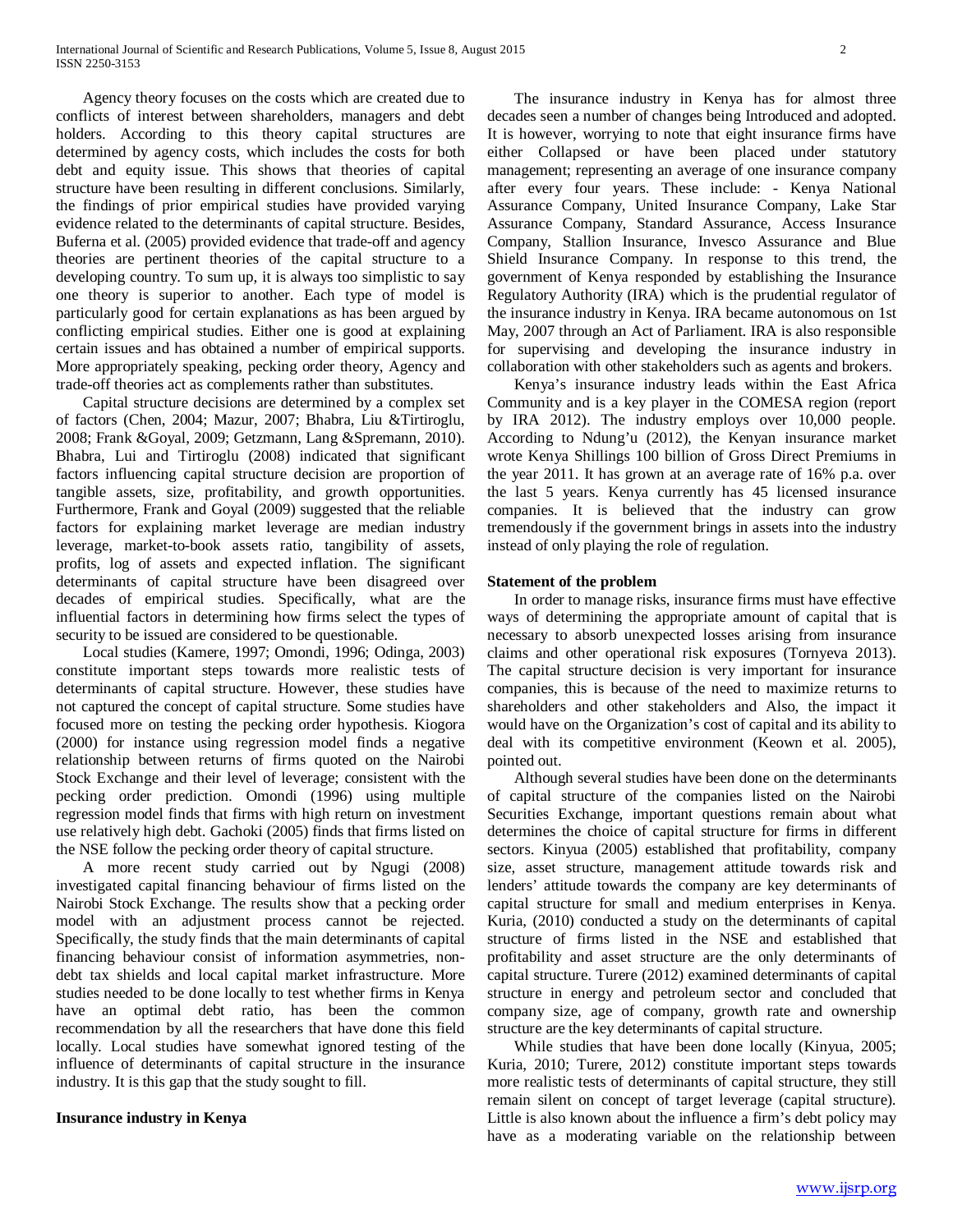Agency theory focuses on the costs which are created due to conflicts of interest between shareholders, managers and debt holders. According to this theory capital structures are determined by agency costs, which includes the costs for both debt and equity issue. This shows that theories of capital structure have been resulting in different conclusions. Similarly, the findings of prior empirical studies have provided varying evidence related to the determinants of capital structure. Besides, Buferna et al. (2005) provided evidence that trade-off and agency theories are pertinent theories of the capital structure to a developing country. To sum up, it is always too simplistic to say one theory is superior to another. Each type of model is particularly good for certain explanations as has been argued by conflicting empirical studies. Either one is good at explaining certain issues and has obtained a number of empirical supports. More appropriately speaking, pecking order theory, Agency and trade-off theories act as complements rather than substitutes.

Capital structure decisions are determined by a complex set of factors (Chen, 2004; Mazur, 2007; Bhabra, Liu &Tirtiroglu, 2008; Frank &Goyal, 2009; Getzmann, Lang &Spremann, 2010). Bhabra, Lui and Tirtiroglu (2008) indicated that significant factors influencing capital structure decision are proportion of tangible assets, size, profitability, and growth opportunities. Furthermore, Frank and Goyal (2009) suggested that the reliable factors for explaining market leverage are median industry leverage, market-to-book assets ratio, tangibility of assets, profits, log of assets and expected inflation. The significant determinants of capital structure have been disagreed over decades of empirical studies. Specifically, what are the influential factors in determining how firms select the types of security to be issued are considered to be questionable.

Local studies (Kamere, 1997; Omondi, 1996; Odinga, 2003) constitute important steps towards more realistic tests of determinants of capital structure. However, these studies have not captured the concept of capital structure. Some studies have focused more on testing the pecking order hypothesis. Kiogora (2000) for instance using regression model finds a negative relationship between returns of firms quoted on the Nairobi Stock Exchange and their level of leverage; consistent with the pecking order prediction. Omondi (1996) using multiple regression model finds that firms with high return on investment use relatively high debt. Gachoki (2005) finds that firms listed on the NSE follow the pecking order theory of capital structure.

A more recent study carried out by Ngugi (2008) investigated capital financing behaviour of firms listed on the Nairobi Stock Exchange. The results show that a pecking order model with an adjustment process cannot be rejected. Specifically, the study finds that the main determinants of capital financing behaviour consist of information asymmetries, non-debt tax shields and local capital market infrastructure. More studies needed to be done locally to test whether firms in Kenya have an optimal debt ratio, has been the common recommendation by all the researchers that have done this field locally. Local studies have somewhat ignored testing of the influence of determinants of capital structure in the insurance industry. It is this gap that the study sought to fill.

**Insurance industry in Kenya**

The insurance industry in Kenya has for almost three decades seen a number of changes being Introduced and adopted. It is however, worrying to note that eight insurance firms have either Collapsed or have been placed under statutory management; representing an average of one insurance company after every four years. These include: - Kenya National Assurance Company, United Insurance Company, Lake Star Assurance Company, Standard Assurance, Access Insurance Company, Stallion Insurance, Invesco Assurance and Blue Shield Insurance Company. In response to this trend, the government of Kenya responded by establishing the Insurance Regulatory Authority (IRA) which is the prudential regulator of the insurance industry in Kenya. IRA became autonomous on 1st May, 2007 through an Act of Parliament. IRA is also responsible for supervising and developing the insurance industry in collaboration with other stakeholders such as agents and brokers.

Kenya's insurance industry leads within the East Africa Community and is a key player in the COMESA region (report by IRA 2012). The industry employs over 10,000 people. According to Ndung'u (2012), the Kenyan insurance market wrote Kenya Shillings 100 billion of Gross Direct Premiums in the year 2011. It has grown at an average rate of 16% p.a. over the last 5 years. Kenya currently has 45 licensed insurance companies. It is believed that the industry can grow tremendously if the government brings in assets into the industry instead of only playing the role of regulation.

**Statement of the problem**

In order to manage risks, insurance firms must have effective ways of determining the appropriate amount of capital that is necessary to absorb unexpected losses arising from insurance claims and other operational risk exposures (Tornyeva 2013). The capital structure decision is very important for insurance companies, this is because of the need to maximize returns to shareholders and other stakeholders and Also, the impact it would have on the Organization's cost of capital and its ability to deal with its competitive environment (Keown et al. 2005), pointed out.

Although several studies have been done on the determinants of capital structure of the companies listed on the Nairobi Securities Exchange, important questions remain about what determines the choice of capital structure for firms in different sectors. Kinyua (2005) established that profitability, company size, asset structure, management attitude towards risk and lenders' attitude towards the company are key determinants of capital structure for small and medium enterprises in Kenya. Kuria, (2010) conducted a study on the determinants of capital structure of firms listed in the NSE and established that profitability and asset structure are the only determinants of capital structure. Turere (2012) examined determinants of capital structure in energy and petroleum sector and concluded that company size, age of company, growth rate and ownership structure are the key determinants of capital structure.

While studies that have been done locally (Kinyua, 2005; Kuria, 2010; Turere, 2012) constitute important steps towards more realistic tests of determinants of capital structure, they still remain silent on concept of target leverage (capital structure). Little is also known about the influence a firm's debt policy may have as a moderating variable on the relationship between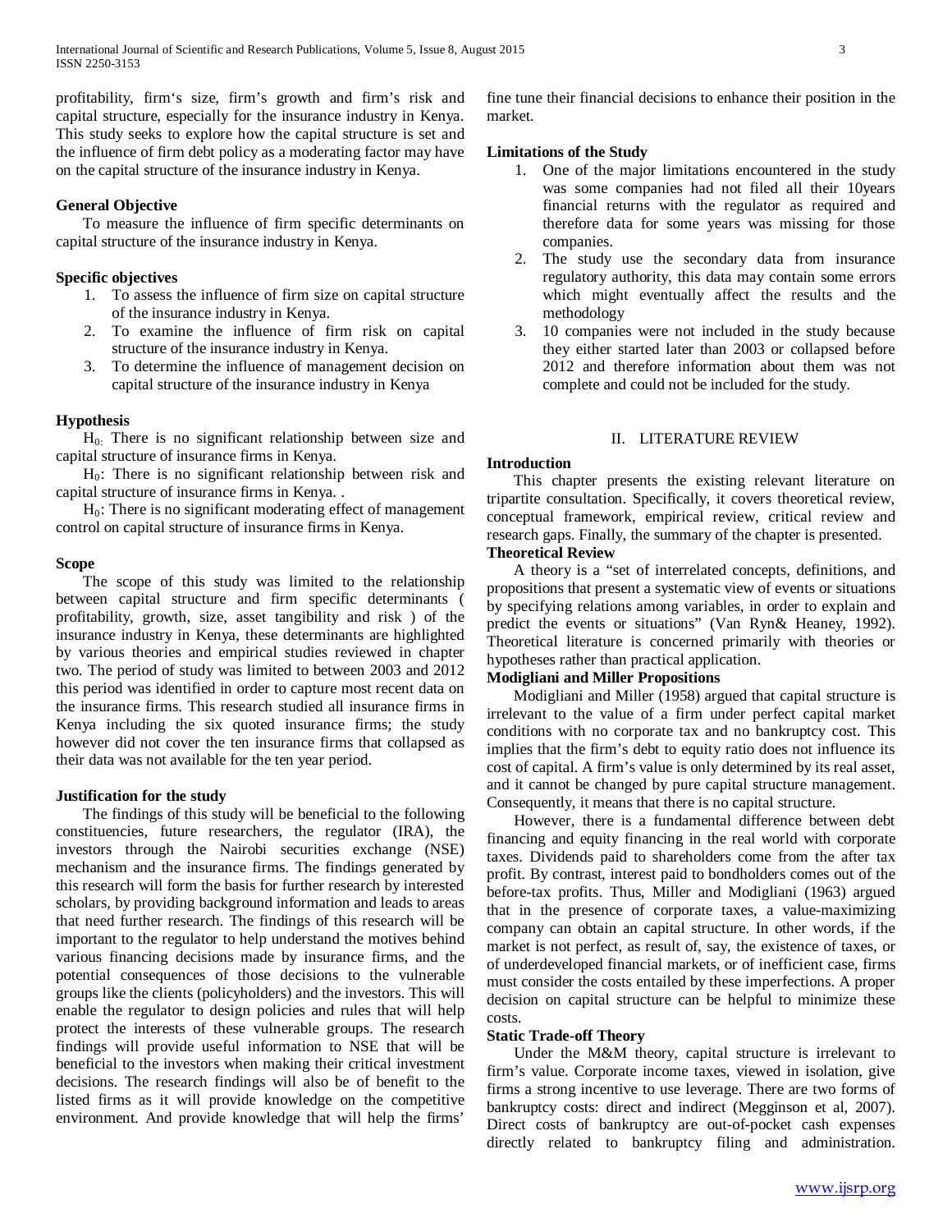profitability, firm's size, firm's growth and firm's risk and capital structure, especially for the insurance industry in Kenya. This study seeks to explore how the capital structure is set and the influence of firm debt policy as a moderating factor may have on the capital structure of the insurance industry in Kenya.

**General Objective**

To measure the influence of firm specific determinants on capital structure of the insurance industry in Kenya.

**Specific objectives**

1. To assess the influence of firm size on capital structure of the insurance industry in Kenya.
2. To examine the influence of firm risk on capital structure of the insurance industry in Kenya.
3. To determine the influence of management decision on capital structure of the insurance industry in Kenya

**Hypothesis**

$H_0$: There is no significant relationship between size and capital structure of insurance firms in Kenya.

$H_0$: There is no significant relationship between risk and capital structure of insurance firms in Kenya. .

$H_0$: There is no significant moderating effect of management control on capital structure of insurance firms in Kenya.

**Scope**

The scope of this study was limited to the relationship between capital structure and firm specific determinants ( profitability, growth, size, asset tangibility and risk ) of the insurance industry in Kenya, these determinants are highlighted by various theories and empirical studies reviewed in chapter two. The period of study was limited to between 2003 and 2012 this period was identified in order to capture most recent data on the insurance firms. This research studied all insurance firms in Kenya including the six quoted insurance firms; the study however did not cover the ten insurance firms that collapsed as their data was not available for the ten year period.

**Justification for the study**

The findings of this study will be beneficial to the following constituencies, future researchers, the regulator (IRA), the investors through the Nairobi securities exchange (NSE) mechanism and the insurance firms. The findings generated by this research will form the basis for further research by interested scholars, by providing background information and leads to areas that need further research. The findings of this research will be important to the regulator to help understand the motives behind various financing decisions made by insurance firms, and the potential consequences of those decisions to the vulnerable groups like the clients (policyholders) and the investors. This will enable the regulator to design policies and rules that will help protect the interests of these vulnerable groups. The research findings will provide useful information to NSE that will be beneficial to the investors when making their critical investment decisions. The research findings will also be of benefit to the listed firms as it will provide knowledge on the competitive environment. And provide knowledge that will help the firms' fine tune their financial decisions to enhance their position in the market.

**Limitations of the Study**

1. One of the major limitations encountered in the study was some companies had not filed all their 10years financial returns with the regulator as required and therefore data for some years was missing for those companies.
2. The study use the secondary data from insurance regulatory authority, this data may contain some errors which might eventually affect the results and the methodology
3. 10 companies were not included in the study because they either started later than 2003 or collapsed before 2012 and therefore information about them was not complete and could not be included for the study.

## II. LITERATURE REVIEW

**Introduction**

This chapter presents the existing relevant literature on tripartite consultation. Specifically, it covers theoretical review, conceptual framework, empirical review, critical review and research gaps. Finally, the summary of the chapter is presented.

**Theoretical Review**

A theory is a "set of interrelated concepts, definitions, and propositions that present a systematic view of events or situations by specifying relations among variables, in order to explain and predict the events or situations" (Van Ryn& Heaney, 1992). Theoretical literature is concerned primarily with theories or hypotheses rather than practical application.

**Modigliani and Miller Propositions**

Modigliani and Miller (1958) argued that capital structure is irrelevant to the value of a firm under perfect capital market conditions with no corporate tax and no bankruptcy cost. This implies that the firm's debt to equity ratio does not influence its cost of capital. A firm's value is only determined by its real asset, and it cannot be changed by pure capital structure management. Consequently, it means that there is no capital structure.

However, there is a fundamental difference between debt financing and equity financing in the real world with corporate taxes. Dividends paid to shareholders come from the after tax profit. By contrast, interest paid to bondholders comes out of the before-tax profits. Thus, Miller and Modigliani (1963) argued that in the presence of corporate taxes, a value-maximizing company can obtain an capital structure. In other words, if the market is not perfect, as result of, say, the existence of taxes, or of underdeveloped financial markets, or of inefficient case, firms must consider the costs entailed by these imperfections. A proper decision on capital structure can be helpful to minimize these costs.

**Static Trade-off Theory**

Under the M&M theory, capital structure is irrelevant to firm's value. Corporate income taxes, viewed in isolation, give firms a strong incentive to use leverage. There are two forms of bankruptcy costs: direct and indirect (Megginson et al, 2007). Direct costs of bankruptcy are out-of-pocket cash expenses directly related to bankruptcy filing and administration.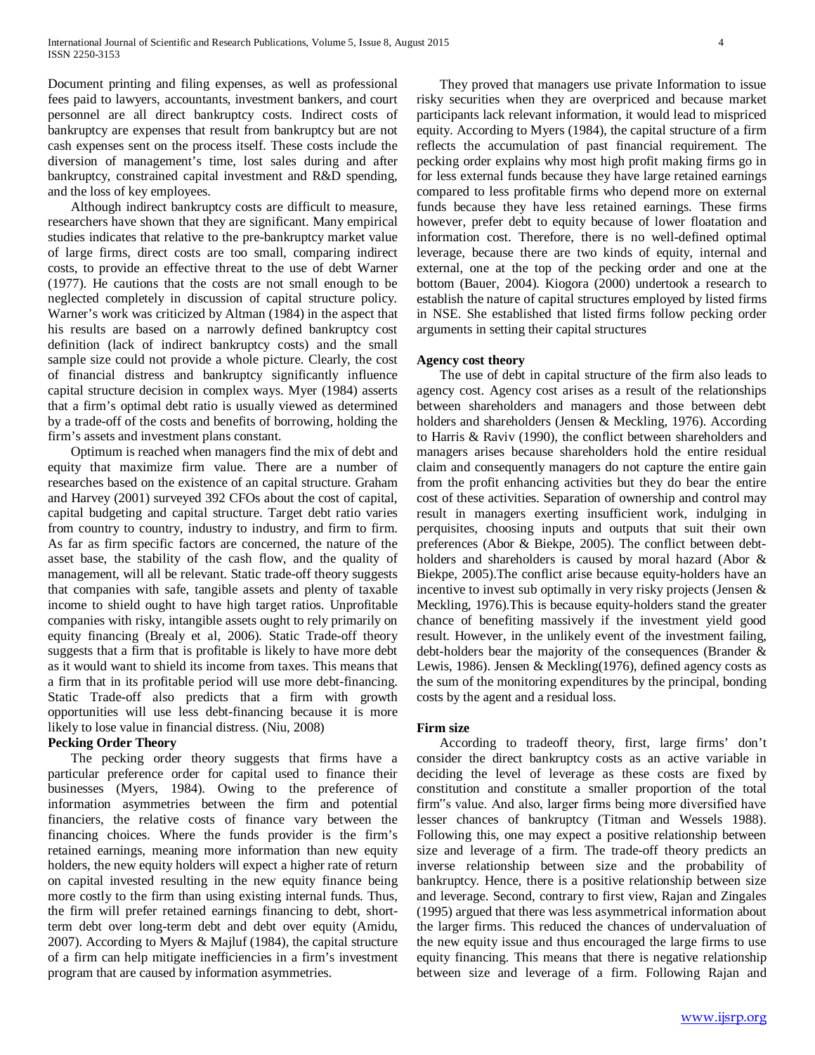Document printing and filing expenses, as well as professional fees paid to lawyers, accountants, investment bankers, and court personnel are all direct bankruptcy costs. Indirect costs of bankruptcy are expenses that result from bankruptcy but are not cash expenses sent on the process itself. These costs include the diversion of management's time, lost sales during and after bankruptcy, constrained capital investment and R&D spending, and the loss of key employees.

Although indirect bankruptcy costs are difficult to measure, researchers have shown that they are significant. Many empirical studies indicates that relative to the pre-bankruptcy market value of large firms, direct costs are too small, comparing indirect costs, to provide an effective threat to the use of debt Warner (1977). He cautions that the costs are not small enough to be neglected completely in discussion of capital structure policy. Warner's work was criticized by Altman (1984) in the aspect that his results are based on a narrowly defined bankruptcy cost definition (lack of indirect bankruptcy costs) and the small sample size could not provide a whole picture. Clearly, the cost of financial distress and bankruptcy significantly influence capital structure decision in complex ways. Myer (1984) asserts that a firm's optimal debt ratio is usually viewed as determined by a trade-off of the costs and benefits of borrowing, holding the firm's assets and investment plans constant.

Optimum is reached when managers find the mix of debt and equity that maximize firm value. There are a number of researches based on the existence of an capital structure. Graham and Harvey (2001) surveyed 392 CFOs about the cost of capital, capital budgeting and capital structure. Target debt ratio varies from country to country, industry to industry, and firm to firm. As far as firm specific factors are concerned, the nature of the asset base, the stability of the cash flow, and the quality of management, will all be relevant. Static trade-off theory suggests that companies with safe, tangible assets and plenty of taxable income to shield ought to have high target ratios. Unprofitable companies with risky, intangible assets ought to rely primarily on equity financing (Brealy et al, 2006). Static Trade-off theory suggests that a firm that is profitable is likely to have more debt as it would want to shield its income from taxes. This means that a firm that in its profitable period will use more debt-financing. Static Trade-off also predicts that a firm with growth opportunities will use less debt-financing because it is more likely to lose value in financial distress. (Niu, 2008)

### Pecking Order Theory

The pecking order theory suggests that firms have a particular preference order for capital used to finance their businesses (Myers, 1984). Owing to the preference of information asymmetries between the firm and potential financiers, the relative costs of finance vary between the financing choices. Where the funds provider is the firm's retained earnings, meaning more information than new equity holders, the new equity holders will expect a higher rate of return on capital invested resulting in the new equity finance being more costly to the firm than using existing internal funds. Thus, the firm will prefer retained earnings financing to debt, short-term debt over long-term debt and debt over equity (Amidu, 2007). According to Myers & Majluf (1984), the capital structure of a firm can help mitigate inefficiencies in a firm's investment program that are caused by information asymmetries.

They proved that managers use private Information to issue risky securities when they are overpriced and because market participants lack relevant information, it would lead to mispriced equity. According to Myers (1984), the capital structure of a firm reflects the accumulation of past financial requirement. The pecking order explains why most high profit making firms go in for less external funds because they have large retained earnings compared to less profitable firms who depend more on external funds because they have less retained earnings. These firms however, prefer debt to equity because of lower floatation and information cost. Therefore, there is no well-defined optimal leverage, because there are two kinds of equity, internal and external, one at the top of the pecking order and one at the bottom (Bauer, 2004). Kiogora (2000) undertook a research to establish the nature of capital structures employed by listed firms in NSE. She established that listed firms follow pecking order arguments in setting their capital structures

### Agency cost theory

The use of debt in capital structure of the firm also leads to agency cost. Agency cost arises as a result of the relationships between shareholders and managers and those between debt holders and shareholders (Jensen & Meckling, 1976). According to Harris & Raviv (1990), the conflict between shareholders and managers arises because shareholders hold the entire residual claim and consequently managers do not capture the entire gain from the profit enhancing activities but they do bear the entire cost of these activities. Separation of ownership and control may result in managers exerting insufficient work, indulging in perquisites, choosing inputs and outputs that suit their own preferences (Abor & Biekpe, 2005). The conflict between debt-holders and shareholders is caused by moral hazard (Abor & Biekpe, 2005).The conflict arise because equity-holders have an incentive to invest sub optimally in very risky projects (Jensen & Meckling, 1976).This is because equity-holders stand the greater chance of benefiting massively if the investment yield good result. However, in the unlikely event of the investment failing, debt-holders bear the majority of the consequences (Brander & Lewis, 1986). Jensen & Meckling(1976), defined agency costs as the sum of the monitoring expenditures by the principal, bonding costs by the agent and a residual loss.

### Firm size

According to tradeoff theory, first, large firms' don't consider the direct bankruptcy costs as an active variable in deciding the level of leverage as these costs are fixed by constitution and constitute a smaller proportion of the total firm‟s value. And also, larger firms being more diversified have lesser chances of bankruptcy (Titman and Wessels 1988). Following this, one may expect a positive relationship between size and leverage of a firm. The trade-off theory predicts an inverse relationship between size and the probability of bankruptcy. Hence, there is a positive relationship between size and leverage. Second, contrary to first view, Rajan and Zingales (1995) argued that there was less asymmetrical information about the larger firms. This reduced the chances of undervaluation of the new equity issue and thus encouraged the large firms to use equity financing. This means that there is negative relationship between size and leverage of a firm. Following Rajan and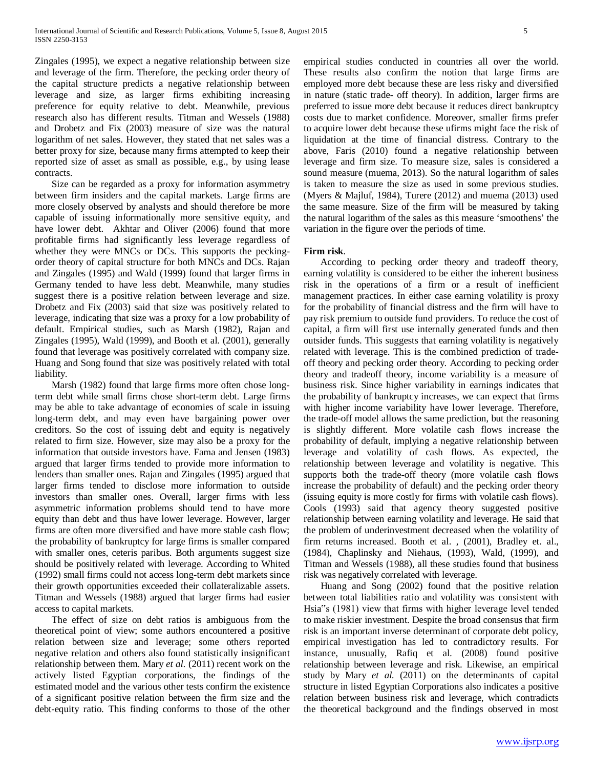Zingales (1995), we expect a negative relationship between size and leverage of the firm. Therefore, the pecking order theory of the capital structure predicts a negative relationship between leverage and size, as larger firms exhibiting increasing preference for equity relative to debt. Meanwhile, previous research also has different results. Titman and Wessels (1988) and Drobetz and Fix (2003) measure of size was the natural logarithm of net sales. However, they stated that net sales was a better proxy for size, because many firms attempted to keep their reported size of asset as small as possible, e.g., by using lease contracts.

Size can be regarded as a proxy for information asymmetry between firm insiders and the capital markets. Large firms are more closely observed by analysts and should therefore be more capable of issuing informationally more sensitive equity, and have lower debt. Akhtar and Oliver (2006) found that more profitable firms had significantly less leverage regardless of whether they were MNCs or DCs. This supports the pecking-order theory of capital structure for both MNCs and DCs. Rajan and Zingales (1995) and Wald (1999) found that larger firms in Germany tended to have less debt. Meanwhile, many studies suggest there is a positive relation between leverage and size. Drobetz and Fix (2003) said that size was positively related to leverage, indicating that size was a proxy for a low probability of default. Empirical studies, such as Marsh (1982), Rajan and Zingales (1995), Wald (1999), and Booth et al. (2001), generally found that leverage was positively correlated with company size. Huang and Song found that size was positively related with total liability.

Marsh (1982) found that large firms more often chose long-term debt while small firms chose short-term debt. Large firms may be able to take advantage of economies of scale in issuing long-term debt, and may even have bargaining power over creditors. So the cost of issuing debt and equity is negatively related to firm size. However, size may also be a proxy for the information that outside investors have. Fama and Jensen (1983) argued that larger firms tended to provide more information to lenders than smaller ones. Rajan and Zingales (1995) argued that larger firms tended to disclose more information to outside investors than smaller ones. Overall, larger firms with less asymmetric information problems should tend to have more equity than debt and thus have lower leverage. However, larger firms are often more diversified and have more stable cash flow; the probability of bankruptcy for large firms is smaller compared with smaller ones, ceteris paribus. Both arguments suggest size should be positively related with leverage. According to Whited (1992) small firms could not access long-term debt markets since their growth opportunities exceeded their collateralizable assets. Titman and Wessels (1988) argued that larger firms had easier access to capital markets.

The effect of size on debt ratios is ambiguous from the theoretical point of view; some authors encountered a positive relation between size and leverage; some others reported negative relation and others also found statistically insignificant relationship between them. Mary *et al.* (2011) recent work on the actively listed Egyptian corporations, the findings of the estimated model and the various other tests confirm the existence of a significant positive relation between the firm size and the debt-equity ratio. This finding conforms to those of the other empirical studies conducted in countries all over the world. These results also confirm the notion that large firms are employed more debt because these are less risky and diversified in nature (static trade- off theory). In addition, larger firms are preferred to issue more debt because it reduces direct bankruptcy costs due to market confidence. Moreover, smaller firms prefer to acquire lower debt because these ufirms might face the risk of liquidation at the time of financial distress. Contrary to the above, Faris (2010) found a negative relationship between leverage and firm size. To measure size, sales is considered a sound measure (muema, 2013). So the natural logarithm of sales is taken to measure the size as used in some previous studies. (Myers & Majluf, 1984), Turere (2012) and muema (2013) used the same measure. Size of the firm will be measured by taking the natural logarithm of the sales as this measure 'smoothens' the variation in the figure over the periods of time.

**Firm risk**.

According to pecking order theory and tradeoff theory, earning volatility is considered to be either the inherent business risk in the operations of a firm or a result of inefficient management practices. In either case earning volatility is proxy for the probability of financial distress and the firm will have to pay risk premium to outside fund providers. To reduce the cost of capital, a firm will first use internally generated funds and then outsider funds. This suggests that earning volatility is negatively related with leverage. This is the combined prediction of trade-off theory and pecking order theory. According to pecking order theory and tradeoff theory, income variability is a measure of business risk. Since higher variability in earnings indicates that the probability of bankruptcy increases, we can expect that firms with higher income variability have lower leverage. Therefore, the trade-off model allows the same prediction, but the reasoning is slightly different. More volatile cash flows increase the probability of default, implying a negative relationship between leverage and volatility of cash flows. As expected, the relationship between leverage and volatility is negative. This supports both the trade-off theory (more volatile cash flows increase the probability of default) and the pecking order theory (issuing equity is more costly for firms with volatile cash flows). Cools (1993) said that agency theory suggested positive relationship between earning volatility and leverage. He said that the problem of underinvestment decreased when the volatility of firm returns increased. Booth et al. , (2001), Bradley et. al., (1984), Chaplinsky and Niehaus, (1993), Wald, (1999), and Titman and Wessels (1988), all these studies found that business risk was negatively correlated with leverage.

Huang and Song (2002) found that the positive relation between total liabilities ratio and volatility was consistent with Hsia"s (1981) view that firms with higher leverage level tended to make riskier investment. Despite the broad consensus that firm risk is an important inverse determinant of corporate debt policy, empirical investigation has led to contradictory results. For instance, unusually, Rafiq et al. (2008) found positive relationship between leverage and risk. Likewise, an empirical study by Mary *et al.* (2011) on the determinants of capital structure in listed Egyptian Corporations also indicates a positive relation between business risk and leverage, which contradicts the theoretical background and the findings observed in most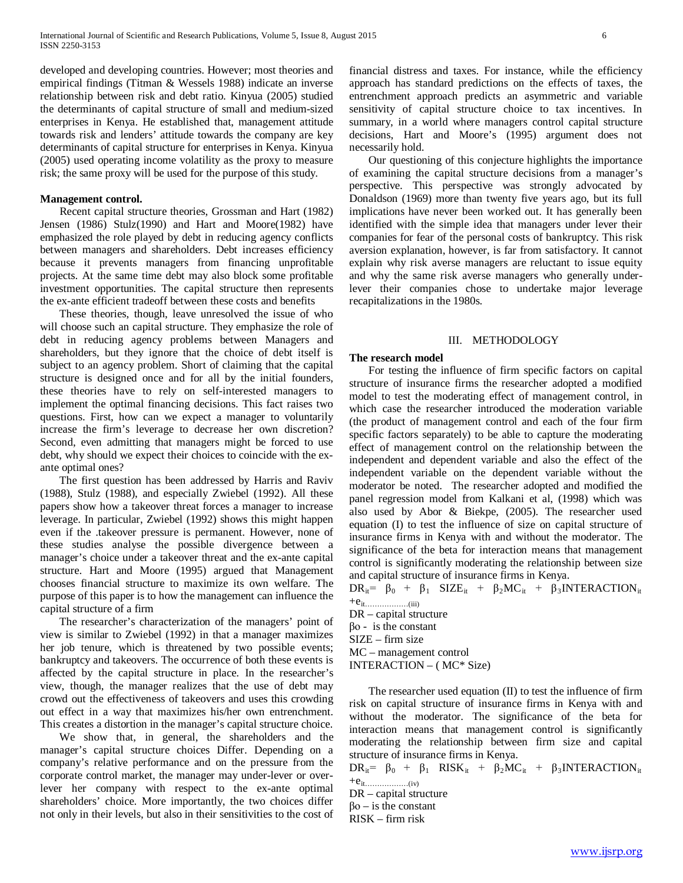developed and developing countries. However; most theories and empirical findings (Titman & Wessels 1988) indicate an inverse relationship between risk and debt ratio. Kinyua (2005) studied the determinants of capital structure of small and medium-sized enterprises in Kenya. He established that, management attitude towards risk and lenders' attitude towards the company are key determinants of capital structure for enterprises in Kenya. Kinyua (2005) used operating income volatility as the proxy to measure risk; the same proxy will be used for the purpose of this study.

**Management control.**

Recent capital structure theories, Grossman and Hart (1982) Jensen (1986) Stulz(1990) and Hart and Moore(1982) have emphasized the role played by debt in reducing agency conflicts between managers and shareholders. Debt increases efficiency because it prevents managers from financing unprofitable projects. At the same time debt may also block some profitable investment opportunities. The capital structure then represents the ex-ante efficient tradeoff between these costs and benefits

These theories, though, leave unresolved the issue of who will choose such an capital structure. They emphasize the role of debt in reducing agency problems between Managers and shareholders, but they ignore that the choice of debt itself is subject to an agency problem. Short of claiming that the capital structure is designed once and for all by the initial founders, these theories have to rely on self-interested managers to implement the optimal financing decisions. This fact raises two questions. First, how can we expect a manager to voluntarily increase the firm's leverage to decrease her own discretion? Second, even admitting that managers might be forced to use debt, why should we expect their choices to coincide with the ex-ante optimal ones?

The first question has been addressed by Harris and Raviv (1988), Stulz (1988), and especially Zwiebel (1992). All these papers show how a takeover threat forces a manager to increase leverage. In particular, Zwiebel (1992) shows this might happen even if the .takeover pressure is permanent. However, none of these studies analyse the possible divergence between a manager's choice under a takeover threat and the ex-ante capital structure. Hart and Moore (1995) argued that Management chooses financial structure to maximize its own welfare. The purpose of this paper is to how the management can influence the capital structure of a firm

The researcher's characterization of the managers' point of view is similar to Zwiebel (1992) in that a manager maximizes her job tenure, which is threatened by two possible events; bankruptcy and takeovers. The occurrence of both these events is affected by the capital structure in place. In the researcher's view, though, the manager realizes that the use of debt may crowd out the effectiveness of takeovers and uses this crowding out effect in a way that maximizes his/her own entrenchment. This creates a distortion in the manager's capital structure choice.

We show that, in general, the shareholders and the manager's capital structure choices Differ. Depending on a company's relative performance and on the pressure from the corporate control market, the manager may under-lever or over-lever her company with respect to the ex-ante optimal shareholders' choice. More importantly, the two choices differ not only in their levels, but also in their sensitivities to the cost of financial distress and taxes. For instance, while the efficiency approach has standard predictions on the effects of taxes, the entrenchment approach predicts an asymmetric and variable sensitivity of capital structure choice to tax incentives. In summary, in a world where managers control capital structure decisions, Hart and Moore's (1995) argument does not necessarily hold.

Our questioning of this conjecture highlights the importance of examining the capital structure decisions from a manager's perspective. This perspective was strongly advocated by Donaldson (1969) more than twenty five years ago, but its full implications have never been worked out. It has generally been identified with the simple idea that managers under lever their companies for fear of the personal costs of bankruptcy. This risk aversion explanation, however, is far from satisfactory. It cannot explain why risk averse managers are reluctant to issue equity and why the same risk averse managers who generally under-lever their companies chose to undertake major leverage recapitalizations in the 1980s.

## III. METHODOLOGY

**The research model**

For testing the influence of firm specific factors on capital structure of insurance firms the researcher adopted a modified model to test the moderating effect of management control, in which case the researcher introduced the moderation variable (the product of management control and each of the four firm specific factors separately) to be able to capture the moderating effect of management control on the relationship between the independent and dependent variable and also the effect of the independent variable on the dependent variable without the moderator be noted. The researcher adopted and modified the panel regression model from Kalkani et al, (1998) which was also used by Abor & Biekpe, (2005). The researcher used equation (I) to test the influence of size on capital structure of insurance firms in Kenya with and without the moderator. The significance of the beta for interaction means that management control is significantly moderating the relationship between size and capital structure of insurance firms in Kenya.

$$DR_{it} = \beta_0 + \beta_1 SIZE_{it} + \beta_2 MC_{it} + \beta_3 INTERACTION_{it} + e_{it} \quad \text{.................(iii)}$$

DR – capital structure

βo - is the constant

SIZE – firm size

MC – management control

INTERACTION – ( MC* Size)

The researcher used equation (II) to test the influence of firm risk on capital structure of insurance firms in Kenya with and without the moderator. The significance of the beta for interaction means that management control is significantly moderating the relationship between firm size and capital structure of insurance firms in Kenya.

$$DR_{it} = \beta_0 + \beta_1 RISK_{it} + \beta_2 MC_{it} + \beta_3 INTERACTION_{it} + e_{it} \quad \text{.................(iv)}$$

DR – capital structure

βo – is the constant

RISK – firm risk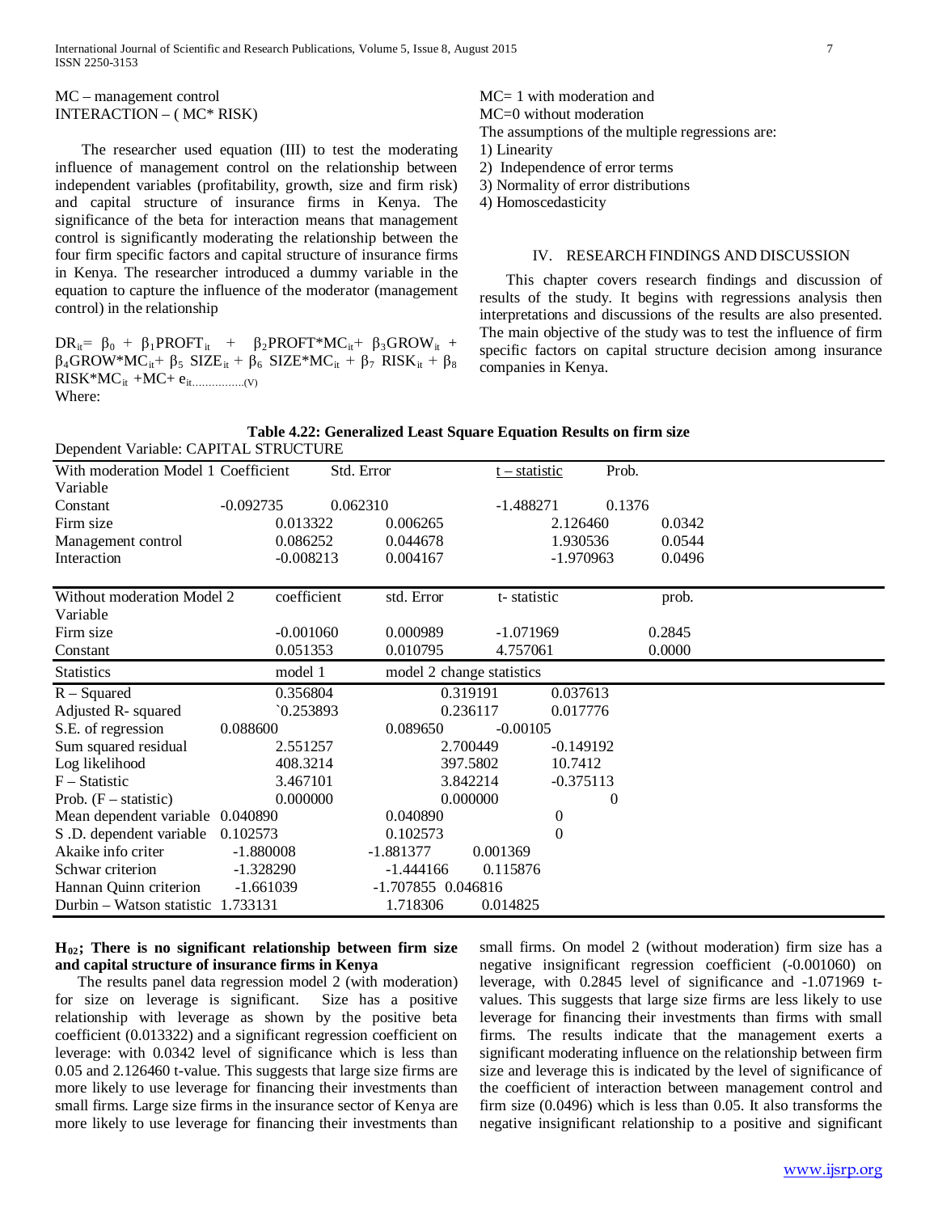MC – management control
INTERACTION – ( MC* RISK)

The researcher used equation (III) to test the moderating influence of management control on the relationship between independent variables (profitability, growth, size and firm risk) and capital structure of insurance firms in Kenya. The significance of the beta for interaction means that management control is significantly moderating the relationship between the four firm specific factors and capital structure of insurance firms in Kenya. The researcher introduced a dummy variable in the equation to capture the influence of the moderator (management control) in the relationship

$$DR_{it} = \beta_0 + \beta_1 PROFT_{it} + \beta_2 PROFT*MC_{it} + \beta_3 GROW_{it} + \beta_4 GROW*MC_{it} + \beta_5 SIZE_{it} + \beta_6 SIZE*MC_{it} + \beta_7 RISK_{it} + \beta_8 RISK*MC_{it} + MC + e_{it} \quad \text{.................(V)}$$

Where:

MC= 1 with moderation and
MC=0 without moderation

The assumptions of the multiple regressions are:

1) Linearity
2) Independence of error terms
3) Normality of error distributions
4) Homoscedasticity

## IV. RESEARCH FINDINGS AND DISCUSSION

This chapter covers research findings and discussion of results of the study. It begins with regressions analysis then interpretations and discussions of the results are also presented. The main objective of the study was to test the influence of firm specific factors on capital structure decision among insurance companies in Kenya.

**Table 4.22: Generalized Least Square Equation Results on firm size**

Dependent Variable: CAPITAL STRUCTURE

| With moderation Model 1 Variable | Coefficient | Std. Error | t – statistic | Prob. |
|---|---|---|---|---|
| Constant | -0.092735 | 0.062310 | -1.488271 | 0.1376 |
| Firm size | 0.013322 | 0.006265 | 2.126460 | 0.0342 |
| Management control | 0.086252 | 0.044678 | 1.930536 | 0.0544 |
| Interaction | -0.008213 | 0.004167 | -1.970963 | 0.0496 |

| Without moderation Model 2 Variable | coefficient | std. Error | t- statistic | prob. |
|---|---|---|---|---|
| Firm size | -0.001060 | 0.000989 | -1.071969 | 0.2845 |
| Constant | 0.051353 | 0.010795 | 4.757061 | 0.0000 |

| Statistics | model 1 | model 2 | change statistics |
|---|---|---|---|
| R – Squared | 0.356804 | 0.319191 | 0.037613 |
| Adjusted R- squared | `0.253893 | 0.236117 | 0.017776 |
| S.E. of regression | 0.088600 | 0.089650 | -0.00105 |
| Sum squared residual | 2.551257 | 2.700449 | -0.149192 |
| Log likelihood | 408.3214 | 397.5802 | 10.7412 |
| F – Statistic | 3.467101 | 3.842214 | -0.375113 |
| Prob. (F – statistic) | 0.000000 | 0.000000 | 0 |
| Mean dependent variable | 0.040890 | 0.040890 | 0 |
| S .D. dependent variable | 0.102573 | 0.102573 | 0 |
| Akaike info criter | -1.880008 | -1.881377 | 0.001369 |
| Schwar criterion | -1.328290 | -1.444166 | 0.115876 |
| Hannan Quinn criterion | -1.661039 | -1.707855 | 0.046816 |
| Durbin – Watson statistic | 1.733131 | 1.718306 | 0.014825 |

**$H_{02}$; There is no significant relationship between firm size and capital structure of insurance firms in Kenya**

The results panel data regression model 2 (with moderation) for size on leverage is significant. Size has a positive relationship with leverage as shown by the positive beta coefficient (0.013322) and a significant regression coefficient on leverage: with 0.0342 level of significance which is less than 0.05 and 2.126460 t-value. This suggests that large size firms are more likely to use leverage for financing their investments than small firms. Large size firms in the insurance sector of Kenya are more likely to use leverage for financing their investments than small firms. On model 2 (without moderation) firm size has a negative insignificant regression coefficient (-0.001060) on leverage, with 0.2845 level of significance and -1.071969 t-values. This suggests that large size firms are less likely to use leverage for financing their investments than firms with small firms. The results indicate that the management exerts a significant moderating influence on the relationship between firm size and leverage this is indicated by the level of significance of the coefficient of interaction between management control and firm size (0.0496) which is less than 0.05. It also transforms the negative insignificant relationship to a positive and significant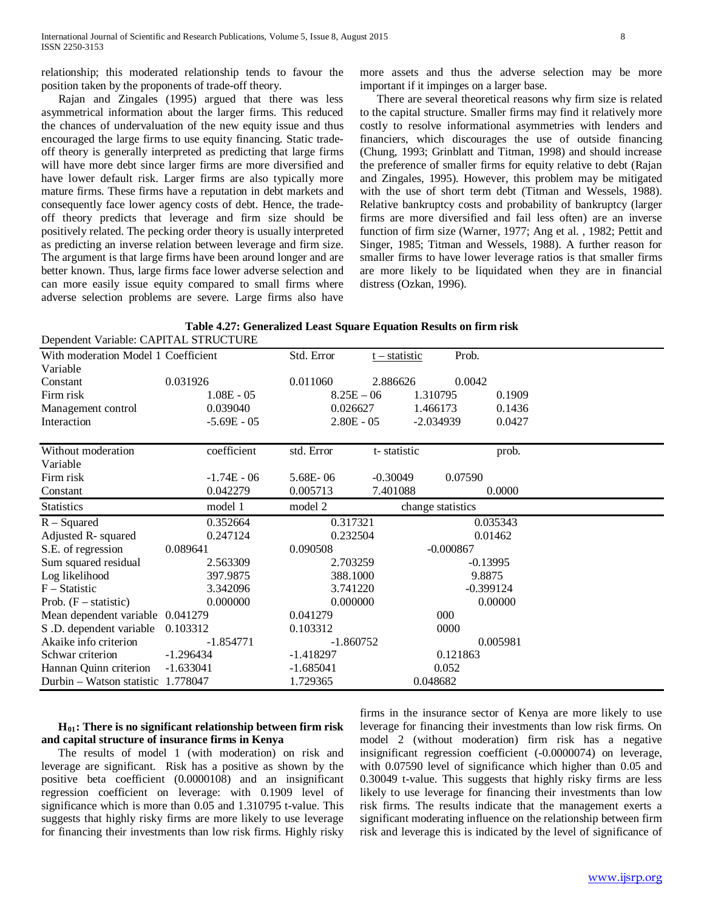relationship; this moderated relationship tends to favour the position taken by the proponents of trade-off theory.

Rajan and Zingales (1995) argued that there was less asymmetrical information about the larger firms. This reduced the chances of undervaluation of the new equity issue and thus encouraged the large firms to use equity financing. Static trade-off theory is generally interpreted as predicting that large firms will have more debt since larger firms are more diversified and have lower default risk. Larger firms are also typically more mature firms. These firms have a reputation in debt markets and consequently face lower agency costs of debt. Hence, the trade-off theory predicts that leverage and firm size should be positively related. The pecking order theory is usually interpreted as predicting an inverse relation between leverage and firm size. The argument is that large firms have been around longer and are better known. Thus, large firms face lower adverse selection and can more easily issue equity compared to small firms where adverse selection problems are severe. Large firms also have more assets and thus the adverse selection may be more important if it impinges on a larger base.

There are several theoretical reasons why firm size is related to the capital structure. Smaller firms may find it relatively more costly to resolve informational asymmetries with lenders and financiers, which discourages the use of outside financing (Chung, 1993; Grinblatt and Titman, 1998) and should increase the preference of smaller firms for equity relative to debt (Rajan and Zingales, 1995). However, this problem may be mitigated with the use of short term debt (Titman and Wessels, 1988). Relative bankruptcy costs and probability of bankruptcy (larger firms are more diversified and fail less often) are an inverse function of firm size (Warner, 1977; Ang et al. , 1982; Pettit and Singer, 1985; Titman and Wessels, 1988). A further reason for smaller firms to have lower leverage ratios is that smaller firms are more likely to be liquidated when they are in financial distress (Ozkan, 1996).

**Table 4.27: Generalized Least Square Equation Results on firm risk**

Dependent Variable: CAPITAL STRUCTURE

| With moderation Model 1 Variable | Coefficient | Std. Error | t – statistic | Prob. |
|---|---|---|---|---|
| Constant | 0.031926 | 0.011060 | 2.886626 | 0.0042 |
| Firm risk | 1.08E - 05 | 8.25E – 06 | 1.310795 | 0.1909 |
| Management control | 0.039040 | 0.026627 | 1.466173 | 0.1436 |
| Interaction | -5.69E - 05 | 2.80E - 05 | -2.034939 | 0.0427 |
| **Without moderation Variable** | **coefficient** | **std. Error** | **t- statistic** | **prob.** |
| Firm risk | -1.74E - 06 | 5.68E- 06 | -0.30049 | 0.07590 |
| Constant | 0.042279 | 0.005713 | 7.401088 | 0.0000 |
| **Statistics** | **model 1** | **model 2** | **change statistics** | |
| R – Squared | 0.352664 | 0.317321 | 0.035343 | |
| Adjusted R- squared | 0.247124 | 0.232504 | 0.01462 | |
| S.E. of regression | 0.089641 | 0.090508 | -0.000867 | |
| Sum squared residual | 2.563309 | 2.703259 | -0.13995 | |
| Log likelihood | 397.9875 | 388.1000 | 9.8875 | |
| F – Statistic | 3.342096 | 3.741220 | -0.399124 | |
| Prob. (F – statistic) | 0.000000 | 0.000000 | 0.00000 | |
| Mean dependent variable | 0.041279 | 0.041279 | 000 | |
| S .D. dependent variable | 0.103312 | 0.103312 | 0000 | |
| Akaike info criterion | -1.854771 | -1.860752 | 0.005981 | |
| Schwar criterion | -1.296434 | -1.418297 | 0.121863 | |
| Hannan Quinn criterion | -1.633041 | -1.685041 | 0.052 | |
| Durbin – Watson statistic | 1.778047 | 1.729365 | 0.048682 | |

**$H_{01}$: There is no significant relationship between firm risk and capital structure of insurance firms in Kenya**

The results of model 1 (with moderation) on risk and leverage are significant. Risk has a positive as shown by the positive beta coefficient (0.0000108) and an insignificant regression coefficient on leverage: with 0.1909 level of significance which is more than 0.05 and 1.310795 t-value. This suggests that highly risky firms are more likely to use leverage for financing their investments than low risk firms. Highly risky firms in the insurance sector of Kenya are more likely to use leverage for financing their investments than low risk firms. On model 2 (without moderation) firm risk has a negative insignificant regression coefficient (-0.0000074) on leverage, with 0.07590 level of significance which higher than 0.05 and 0.30049 t-value. This suggests that highly risky firms are less likely to use leverage for financing their investments than low risk firms. The results indicate that the management exerts a significant moderating influence on the relationship between firm risk and leverage this is indicated by the level of significance of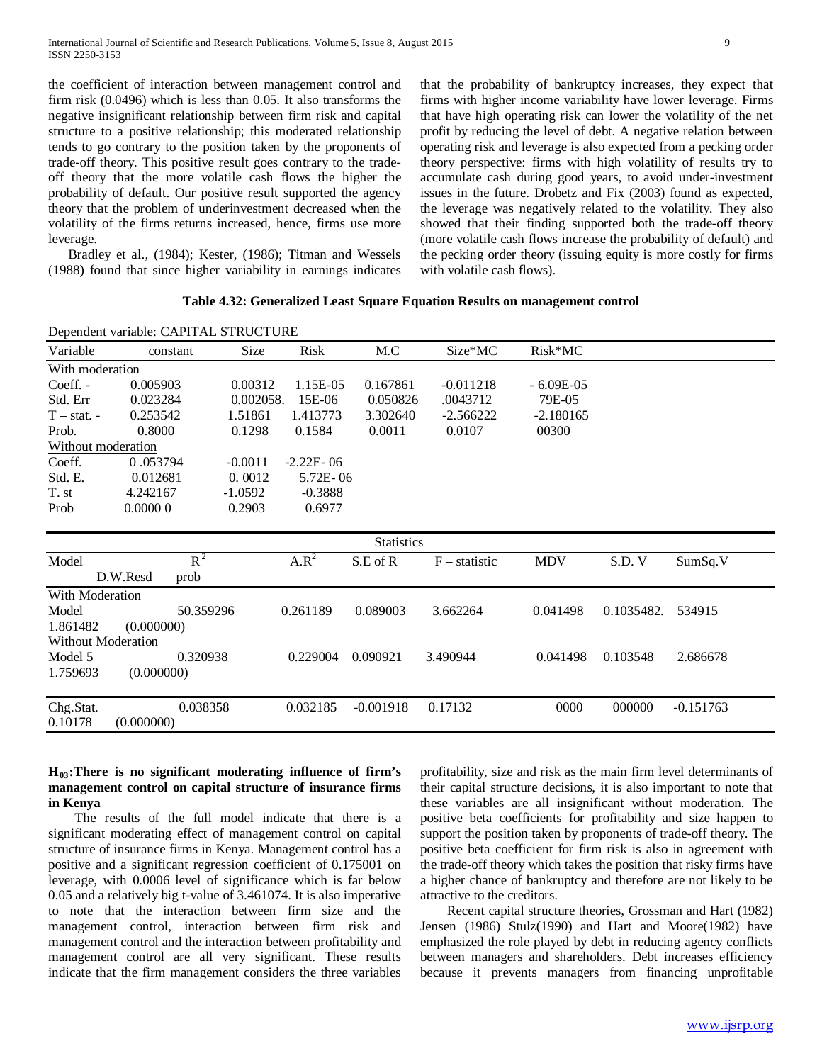the coefficient of interaction between management control and firm risk (0.0496) which is less than 0.05. It also transforms the negative insignificant relationship between firm risk and capital structure to a positive relationship; this moderated relationship tends to go contrary to the position taken by the proponents of trade-off theory. This positive result goes contrary to the trade-off theory that the more volatile cash flows the higher the probability of default. Our positive result supported the agency theory that the problem of underinvestment decreased when the volatility of the firms returns increased, hence, firms use more leverage.

Bradley et al., (1984); Kester, (1986); Titman and Wessels (1988) found that since higher variability in earnings indicates that the probability of bankruptcy increases, they expect that firms with higher income variability have lower leverage. Firms that have high operating risk can lower the volatility of the net profit by reducing the level of debt. A negative relation between operating risk and leverage is also expected from a pecking order theory perspective: firms with high volatility of results try to accumulate cash during good years, to avoid under-investment issues in the future. Drobetz and Fix (2003) found as expected, the leverage was negatively related to the volatility. They also showed that their finding supported both the trade-off theory (more volatile cash flows increase the probability of default) and the pecking order theory (issuing equity is more costly for firms with volatile cash flows).

**Table 4.32: Generalized Least Square Equation Results on management control**

Dependent variable: CAPITAL STRUCTURE

| Variable | constant | Size | Risk | M.C | Size*MC | Risk*MC |
|---|---|---|---|---|---|---|
| With moderation | | | | | | |
| Coeff. - | 0.005903 | 0.00312 | 1.15E-05 | 0.167861 | -0.011218 | - 6.09E-05 |
| Std. Err | 0.023284 | 0.002058. | 15E-06 | 0.050826 | .0043712 | 79E-05 |
| T – stat. - | 0.253542 | 1.51861 | 1.413773 | 3.302640 | -2.566222 | -2.180165 |
| Prob. | 0.8000 | 0.1298 | 0.1584 | 0.0011 | 0.0107 | 00300 |
| Without moderation | | | | | | |
| Coeff. | 0 .053794 | -0.0011 | -2.22E- 06 | | | |
| Std. E. | 0.012681 | 0. 0012 | 5.72E- 06 | | | |
| T. st | 4.242167 | -1.0592 | -0.3888 | | | |
| Prob | 0.0000 0 | 0.2903 | 0.6977 | | | |

| Model | $R^2$ | $A.R^2$ | S.E of R | F – statistic | MDV | S.D. V | SumSq.V | D.W.Resd | prob |
|---|---|---|---|---|---|---|---|---|---|
| With Moderation | | | | | | | | | |
| Model | 50.359296 | 0.261189 | 0.089003 | 3.662264 | 0.041498 | 0.1035482. | 534915 | 1.861482 | (0.000000) |
| Without Moderation | | | | | | | | | |
| Model 5 | 0.320938 | 0.229004 | 0.090921 | 3.490944 | 0.041498 | 0.103548 | 2.686678 | 1.759693 | (0.000000) |
| Chg.Stat. | 0.038358 | 0.032185 | -0.001918 | 0.17132 | 0000 | 000000 | -0.151763 | 0.10178 | (0.000000) |

**$H_{03}$:There is no significant moderating influence of firm's management control on capital structure of insurance firms in Kenya**

The results of the full model indicate that there is a significant moderating effect of management control on capital structure of insurance firms in Kenya. Management control has a positive and a significant regression coefficient of 0.175001 on leverage, with 0.0006 level of significance which is far below 0.05 and a relatively big t-value of 3.461074. It is also imperative to note that the interaction between firm size and the management control, interaction between firm risk and management control and the interaction between profitability and management control are all very significant. These results indicate that the firm management considers the three variables profitability, size and risk as the main firm level determinants of their capital structure decisions, it is also important to note that these variables are all insignificant without moderation. The positive beta coefficients for profitability and size happen to support the position taken by proponents of trade-off theory. The positive beta coefficient for firm risk is also in agreement with the trade-off theory which takes the position that risky firms have a higher chance of bankruptcy and therefore are not likely to be attractive to the creditors.

Recent capital structure theories, Grossman and Hart (1982) Jensen (1986) Stulz(1990) and Hart and Moore(1982) have emphasized the role played by debt in reducing agency conflicts between managers and shareholders. Debt increases efficiency because it prevents managers from financing unprofitable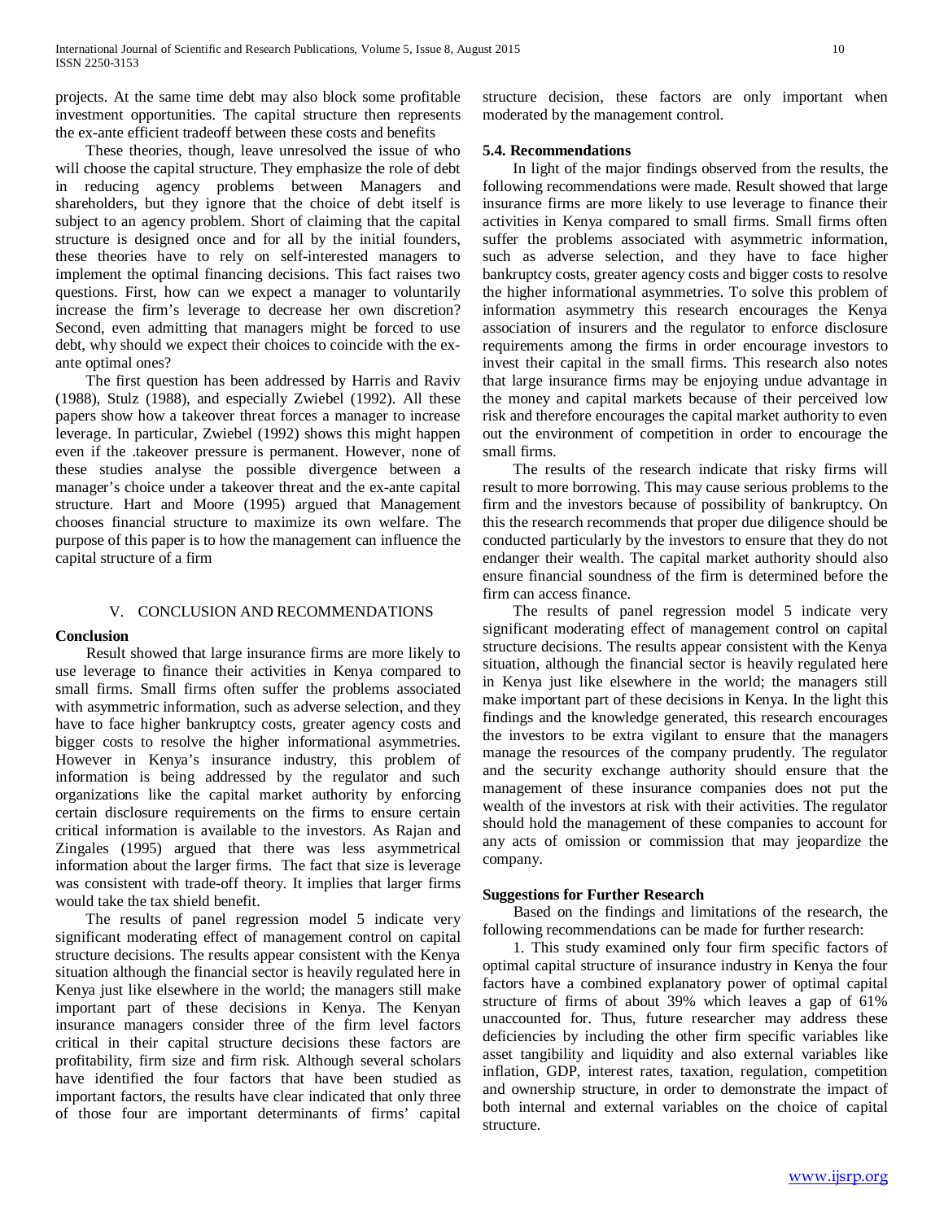projects. At the same time debt may also block some profitable investment opportunities. The capital structure then represents the ex-ante efficient tradeoff between these costs and benefits

These theories, though, leave unresolved the issue of who will choose the capital structure. They emphasize the role of debt in reducing agency problems between Managers and shareholders, but they ignore that the choice of debt itself is subject to an agency problem. Short of claiming that the capital structure is designed once and for all by the initial founders, these theories have to rely on self-interested managers to implement the optimal financing decisions. This fact raises two questions. First, how can we expect a manager to voluntarily increase the firm's leverage to decrease her own discretion? Second, even admitting that managers might be forced to use debt, why should we expect their choices to coincide with the ex-ante optimal ones?

The first question has been addressed by Harris and Raviv (1988), Stulz (1988), and especially Zwiebel (1992). All these papers show how a takeover threat forces a manager to increase leverage. In particular, Zwiebel (1992) shows this might happen even if the .takeover pressure is permanent. However, none of these studies analyse the possible divergence between a manager's choice under a takeover threat and the ex-ante capital structure. Hart and Moore (1995) argued that Management chooses financial structure to maximize its own welfare. The purpose of this paper is to how the management can influence the capital structure of a firm

## V. CONCLUSION AND RECOMMENDATIONS

### Conclusion

Result showed that large insurance firms are more likely to use leverage to finance their activities in Kenya compared to small firms. Small firms often suffer the problems associated with asymmetric information, such as adverse selection, and they have to face higher bankruptcy costs, greater agency costs and bigger costs to resolve the higher informational asymmetries. However in Kenya's insurance industry, this problem of information is being addressed by the regulator and such organizations like the capital market authority by enforcing certain disclosure requirements on the firms to ensure certain critical information is available to the investors. As Rajan and Zingales (1995) argued that there was less asymmetrical information about the larger firms. The fact that size is leverage was consistent with trade-off theory. It implies that larger firms would take the tax shield benefit.

The results of panel regression model 5 indicate very significant moderating effect of management control on capital structure decisions. The results appear consistent with the Kenya situation although the financial sector is heavily regulated here in Kenya just like elsewhere in the world; the managers still make important part of these decisions in Kenya. The Kenyan insurance managers consider three of the firm level factors critical in their capital structure decisions these factors are profitability, firm size and firm risk. Although several scholars have identified the four factors that have been studied as important factors, the results have clear indicated that only three of those four are important determinants of firms' capital structure decision, these factors are only important when moderated by the management control.

### 5.4. Recommendations

In light of the major findings observed from the results, the following recommendations were made. Result showed that large insurance firms are more likely to use leverage to finance their activities in Kenya compared to small firms. Small firms often suffer the problems associated with asymmetric information, such as adverse selection, and they have to face higher bankruptcy costs, greater agency costs and bigger costs to resolve the higher informational asymmetries. To solve this problem of information asymmetry this research encourages the Kenya association of insurers and the regulator to enforce disclosure requirements among the firms in order encourage investors to invest their capital in the small firms. This research also notes that large insurance firms may be enjoying undue advantage in the money and capital markets because of their perceived low risk and therefore encourages the capital market authority to even out the environment of competition in order to encourage the small firms.

The results of the research indicate that risky firms will result to more borrowing. This may cause serious problems to the firm and the investors because of possibility of bankruptcy. On this the research recommends that proper due diligence should be conducted particularly by the investors to ensure that they do not endanger their wealth. The capital market authority should also ensure financial soundness of the firm is determined before the firm can access finance.

The results of panel regression model 5 indicate very significant moderating effect of management control on capital structure decisions. The results appear consistent with the Kenya situation, although the financial sector is heavily regulated here in Kenya just like elsewhere in the world; the managers still make important part of these decisions in Kenya. In the light this findings and the knowledge generated, this research encourages the investors to be extra vigilant to ensure that the managers manage the resources of the company prudently. The regulator and the security exchange authority should ensure that the management of these insurance companies does not put the wealth of the investors at risk with their activities. The regulator should hold the management of these companies to account for any acts of omission or commission that may jeopardize the company.

### Suggestions for Further Research

Based on the findings and limitations of the research, the following recommendations can be made for further research:

1. This study examined only four firm specific factors of optimal capital structure of insurance industry in Kenya the four factors have a combined explanatory power of optimal capital structure of firms of about 39% which leaves a gap of 61% unaccounted for. Thus, future researcher may address these deficiencies by including the other firm specific variables like asset tangibility and liquidity and also external variables like inflation, GDP, interest rates, taxation, regulation, competition and ownership structure, in order to demonstrate the impact of both internal and external variables on the choice of capital structure.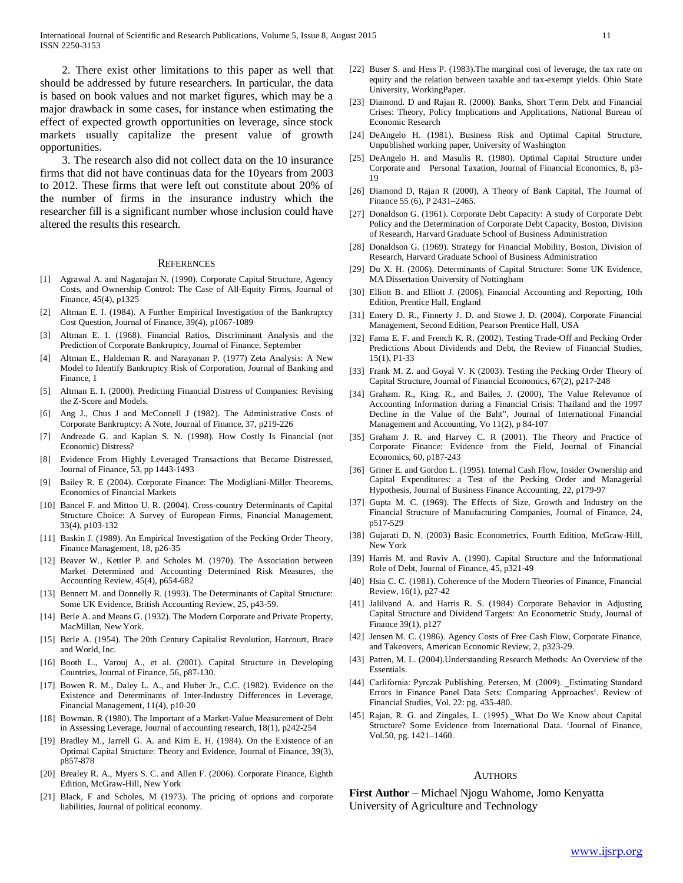2. There exist other limitations to this paper as well that should be addressed by future researchers. In particular, the data is based on book values and not market figures, which may be a major drawback in some cases, for instance when estimating the effect of expected growth opportunities on leverage, since stock markets usually capitalize the present value of growth opportunities.

3. The research also did not collect data on the 10 insurance firms that did not have continuas data for the 10years from 2003 to 2012. These firms that were left out constitute about 20% of the number of firms in the insurance industry which the researcher fill is a significant number whose inclusion could have altered the results this research.

## References

[1] Agrawal A. and Nagarajan N. (1990). Corporate Capital Structure, Agency Costs, and Ownership Control: The Case of All-Equity Firms, Journal of Finance, 45(4), p1325

[2] Altman E. I. (1984). A Further Empirical Investigation of the Bankruptcy Cost Question, Journal of Finance, 39(4), p1067-1089

[3] Altman E. I. (1968). Financial Ratios, Discriminant Analysis and the Prediction of Corporate Bankruptcy, Journal of Finance, September

[4] Altman E., Haldeman R. and Narayanan P. (1977) Zeta Analysis: A New Model to Identify Bankruptcy Risk of Corporation, Journal of Banking and Finance, 1

[5] Altman E. I. (2000). Predicting Financial Distress of Companies: Revising the Z-Score and Models.

[6] Ang J., Chus J and McConnell J (1982). The Administrative Costs of Corporate Bankruptcy: A Note, Journal of Finance, 37, p219-226

[7] Andreade G. and Kaplan S. N. (1998). How Costly Is Financial (not Economic) Distress?

[8] Evidence From Highly Leveraged Transactions that Became Distressed, Journal of Finance, 53, pp 1443-1493

[9] Bailey R. E (2004). Corporate Finance: The Modigliani-Miller Theorems, Economics of Financial Markets

[10] Bancel F. and Mittoo U. R. (2004). Cross-country Determinants of Capital Structure Choice: A Survey of European Firms, Financial Management, 33(4), p103-132

[11] Baskin J. (1989). An Empirical Investigation of the Pecking Order Theory, Finance Management, 18, p26-35

[12] Beaver W., Kettler P. and Scholes M. (1970). The Association between Market Determined and Accounting Determined Risk Measures, the Accounting Review, 45(4), p654-682

[13] Bennett M. and Donnelly R. (1993). The Determinants of Capital Structure: Some UK Evidence, British Accounting Review, 25, p43-59.

[14] Berle A. and Means G. (1932). The Modern Corporate and Private Property, MacMillan, New York.

[15] Berle A. (1954). The 20th Century Capitalist Revolution, Harcourt, Brace and World, Inc.

[16] Booth L., Varouj A., et al. (2001). Capital Structure in Developing Countries, Journal of Finance, 56, p87-130.

[17] Bowen R. M., Daley L. A., and Huber Jr., C.C. (1982). Evidence on the Existence and Determinants of Inter-Industry Differences in Leverage, Financial Management, 11(4), p10-20

[18] Bowman. R (1980). The Important of a Market-Value Measurement of Debt in Assessing Leverage, Journal of accounting research, 18(1), p242-254

[19] Bradley M., Jarrell G. A. and Kim E. H. (1984). On the Existence of an Optimal Capital Structure: Theory and Evidence, Journal of Finance, 39(3), p857-878

[20] Brealey R. A., Myers S. C. and Allen F. (2006). Corporate Finance, Eighth Edition, McGraw-Hill, New York

[21] Black, F and Scholes, M (1973). The pricing of options and corporate liabilities, Journal of political economy.

[22] Buser S. and Hess P. (1983).The marginal cost of leverage, the tax rate on equity and the relation between taxable and tax-exempt yields. Ohio State University, WorkingPaper.

[23] Diamond. D and Rajan R. (2000). Banks, Short Term Debt and Financial Crises: Theory, Policy Implications and Applications, National Bureau of Economic Research

[24] DeAngelo H. (1981). Business Risk and Optimal Capital Structure, Unpublished working paper, University of Washington

[25] DeAngelo H. and Masulis R. (1980). Optimal Capital Structure under Corporate and Personal Taxation, Journal of Financial Economics, 8, p3-19

[26] Diamond D, Rajan R (2000), A Theory of Bank Capital, The Journal of Finance 55 (6), P 2431–2465.

[27] Donaldson G. (1961). Corporate Debt Capacity: A study of Corporate Debt Policy and the Determination of Corporate Debt Capacity, Boston, Division of Research, Harvard Graduate School of Business Administration

[28] Donaldson G. (1969). Strategy for Financial Mobility, Boston, Division of Research, Harvard Graduate School of Business Administration

[29] Du X. H. (2006). Determinants of Capital Structure: Some UK Evidence, MA Dissertation University of Nottingham

[30] Elliott B. and Elliott J. (2006). Financial Accounting and Reporting, 10th Edition, Prentice Hall, England

[31] Emery D. R., Finnerty J. D. and Stowe J. D. (2004). Corporate Financial Management, Second Edition, Pearson Prentice Hall, USA

[32] Fama E. F. and French K. R. (2002). Testing Trade-Off and Pecking Order Predictions About Dividends and Debt, the Review of Financial Studies, 15(1), P1-33

[33] Frank M. Z. and Goyal V. K (2003). Testing the Pecking Order Theory of Capital Structure, Journal of Financial Economics, 67(2), p217-248

[34] Graham. R., King. R., and Bailes, J. (2000), The Value Relevance of Accounting Information during a Financial Crisis: Thailand and the 1997 Decline in the Value of the Baht", Journal of International Financial Management and Accounting, Vo 11(2), p 84-107

[35] Graham J. R. and Harvey C. R (2001). The Theory and Practice of Corporate Finance: Evidence from the Field, Journal of Financial Economics, 60, p187-243

[36] Griner E. and Gordon L. (1995). Internal Cash Flow, Insider Ownership and Capital Expenditures: a Test of the Pecking Order and Managerial Hypothesis, Journal of Business Finance Accounting, 22, p179-97

[37] Gupta M. C. (1969). The Effects of Size, Growth and Industry on the Financial Structure of Manufacturing Companies, Journal of Finance, 24, p517-529

[38] Gujarati D. N. (2003) Basic Econometrics, Fourth Edition, McGraw-Hill, New York

[39] Harris M. and Raviv A. (1990). Capital Structure and the Informational Role of Debt, Journal of Finance, 45, p321-49

[40] Hsia C. C. (1981). Coherence of the Modern Theories of Finance, Financial Review, 16(1), p27-42

[41] Jalilvand A. and Harris R. S. (1984) Corporate Behavior in Adjusting Capital Structure and Dividend Targets: An Econometric Study, Journal of Finance 39(1), p127

[42] Jensen M. C. (1986). Agency Costs of Free Cash Flow, Corporate Finance, and Takeovers, American Economic Review, 2, p323-29.

[43] Patten, M. L. (2004).Understanding Research Methods: An Overview of the Essentials.

[44] Carlifornia: Pyrczak Publishing. Petersen, M. (2009). ‗Estimating Standard Errors in Finance Panel Data Sets: Comparing Approaches'. Review of Financial Studies, Vol. 22: pg. 435-480.

[45] Rajan, R. G. and Zingales, L. (1995).‗What Do We Know about Capital Structure? Some Evidence from International Data. 'Journal of Finance, Vol.50, pg. 1421–1460.

## Authors

**First Author** – Michael Njogu Wahome, Jomo Kenyatta University of Agriculture and Technology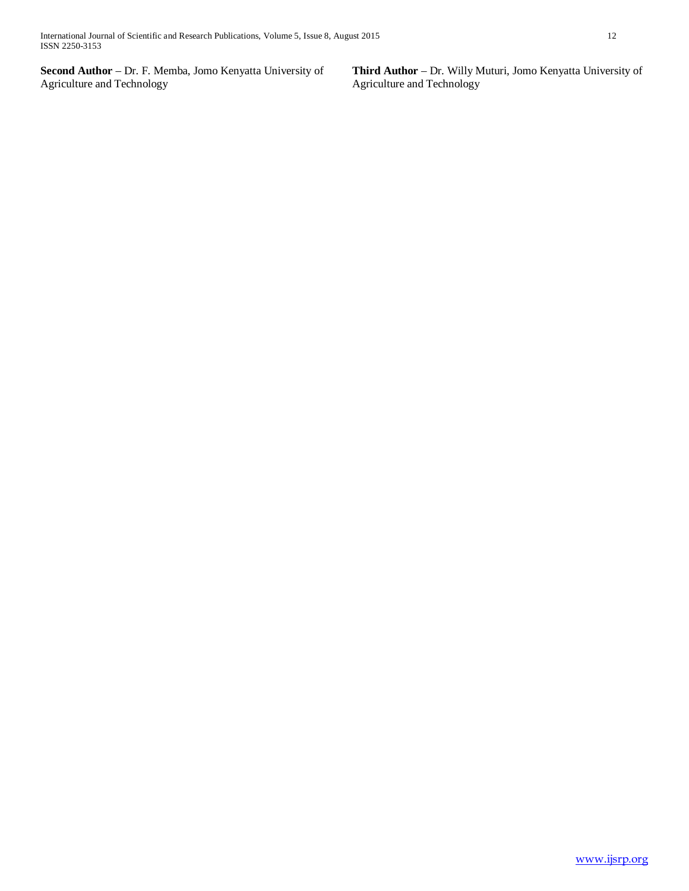**Second Author** – Dr. F. Memba, Jomo Kenyatta University of Agriculture and Technology

**Third Author** – Dr. Willy Muturi, Jomo Kenyatta University of Agriculture and Technology